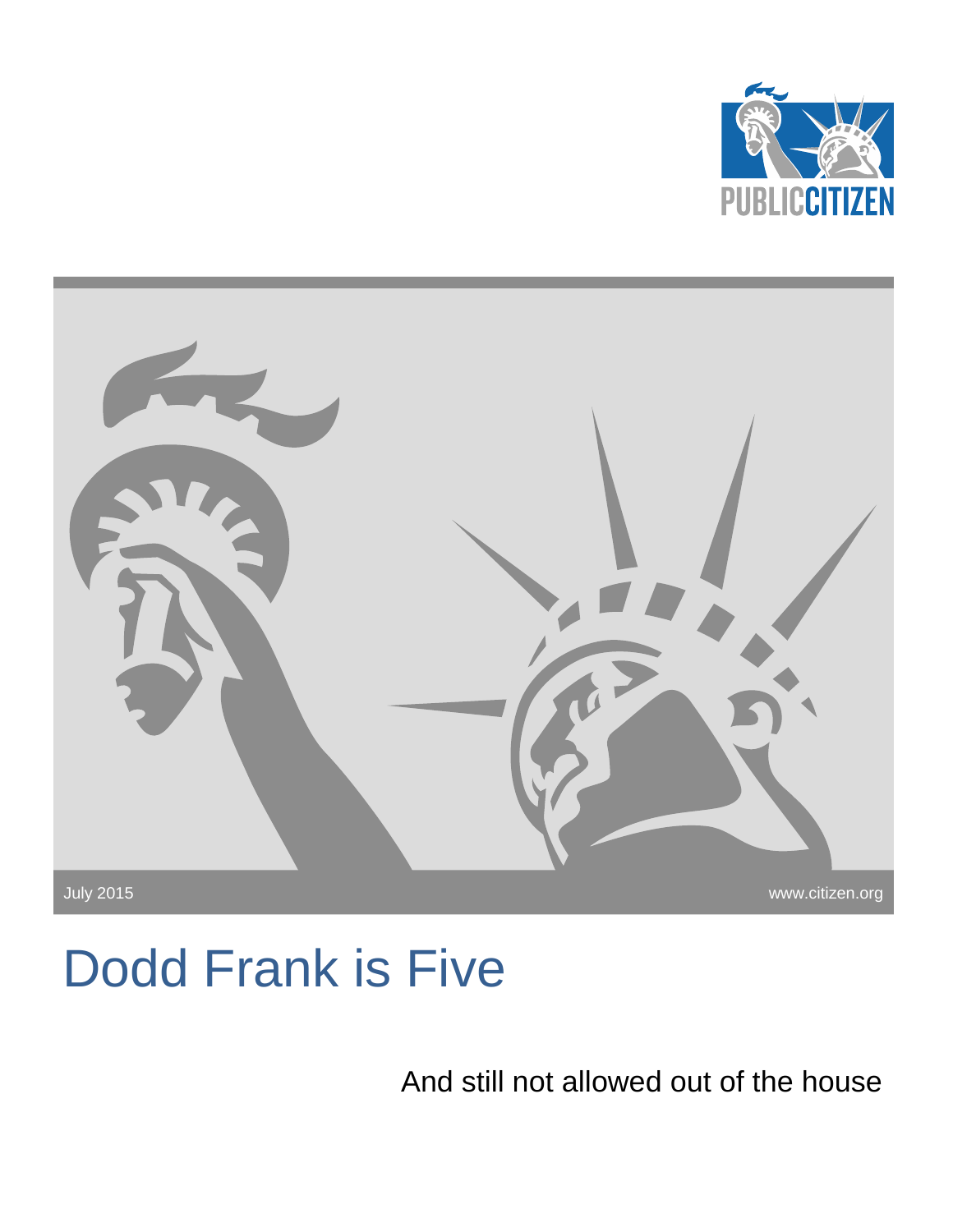PUBLIC CITIZEN

July 2015

www.citizen.org

# Dodd Frank is Five

And still not allowed out of the house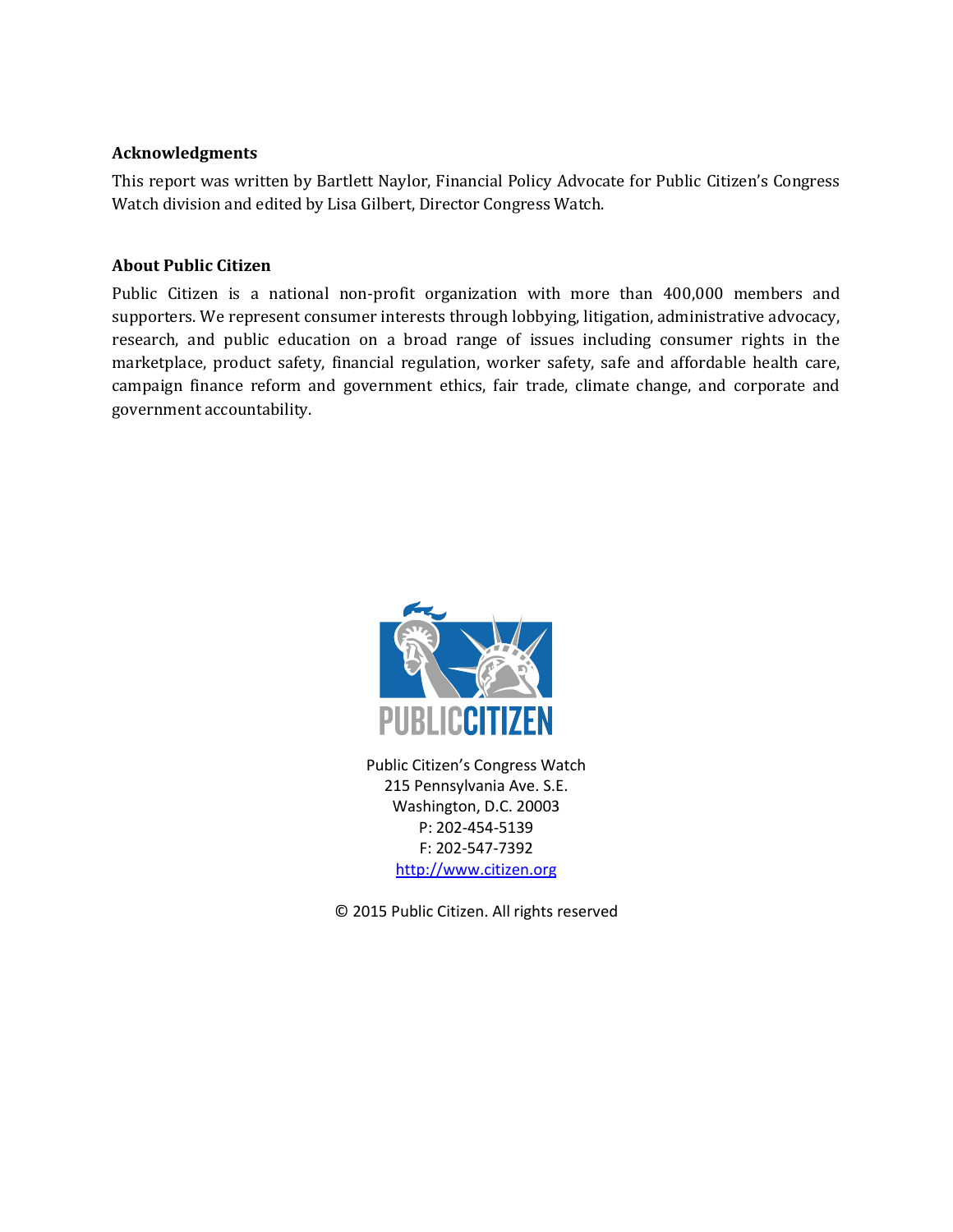**Acknowledgments**

This report was written by Bartlett Naylor, Financial Policy Advocate for Public Citizen's Congress Watch division and edited by Lisa Gilbert, Director Congress Watch.

**About Public Citizen**

Public Citizen is a national non-profit organization with more than 400,000 members and supporters. We represent consumer interests through lobbying, litigation, administrative advocacy, research, and public education on a broad range of issues including consumer rights in the marketplace, product safety, financial regulation, worker safety, safe and affordable health care, campaign finance reform and government ethics, fair trade, climate change, and corporate and government accountability.

PUBLICCITIZEN

Public Citizen's Congress Watch
215 Pennsylvania Ave. S.E.
Washington, D.C. 20003
P: 202-454-5139
F: 202-547-7392
http://www.citizen.org

© 2015 Public Citizen. All rights reserved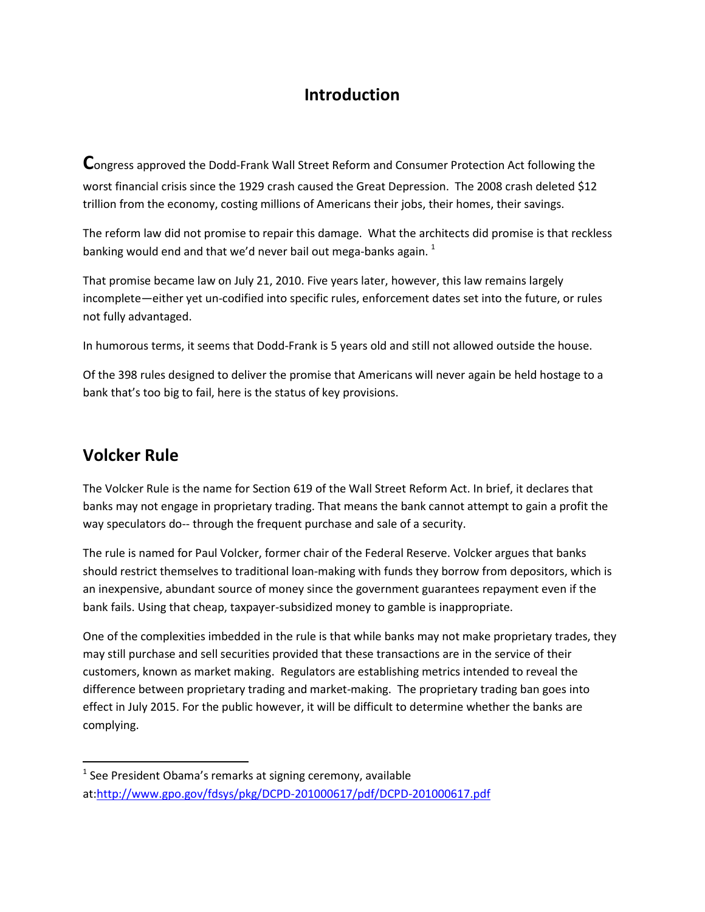# Introduction

**C**ongress approved the Dodd-Frank Wall Street Reform and Consumer Protection Act following the worst financial crisis since the 1929 crash caused the Great Depression. The 2008 crash deleted $12 trillion from the economy, costing millions of Americans their jobs, their homes, their savings.

The reform law did not promise to repair this damage. What the architects did promise is that reckless banking would end and that we'd never bail out mega-banks again. [1]

That promise became law on July 21, 2010. Five years later, however, this law remains largely incomplete—either yet un-codified into specific rules, enforcement dates set into the future, or rules not fully advantaged.

In humorous terms, it seems that Dodd-Frank is 5 years old and still not allowed outside the house.

Of the 398 rules designed to deliver the promise that Americans will never again be held hostage to a bank that's too big to fail, here is the status of key provisions.

## Volcker Rule

The Volcker Rule is the name for Section 619 of the Wall Street Reform Act. In brief, it declares that banks may not engage in proprietary trading. That means the bank cannot attempt to gain a profit the way speculators do-- through the frequent purchase and sale of a security.

The rule is named for Paul Volcker, former chair of the Federal Reserve. Volcker argues that banks should restrict themselves to traditional loan-making with funds they borrow from depositors, which is an inexpensive, abundant source of money since the government guarantees repayment even if the bank fails. Using that cheap, taxpayer-subsidized money to gamble is inappropriate.

One of the complexities imbedded in the rule is that while banks may not make proprietary trades, they may still purchase and sell securities provided that these transactions are in the service of their customers, known as market making. Regulators are establishing metrics intended to reveal the difference between proprietary trading and market-making. The proprietary trading ban goes into effect in July 2015. For the public however, it will be difficult to determine whether the banks are complying.

---

[1] See President Obama's remarks at signing ceremony, available at:http://www.gpo.gov/fdsys/pkg/DCPD-201000617/pdf/DCPD-201000617.pdf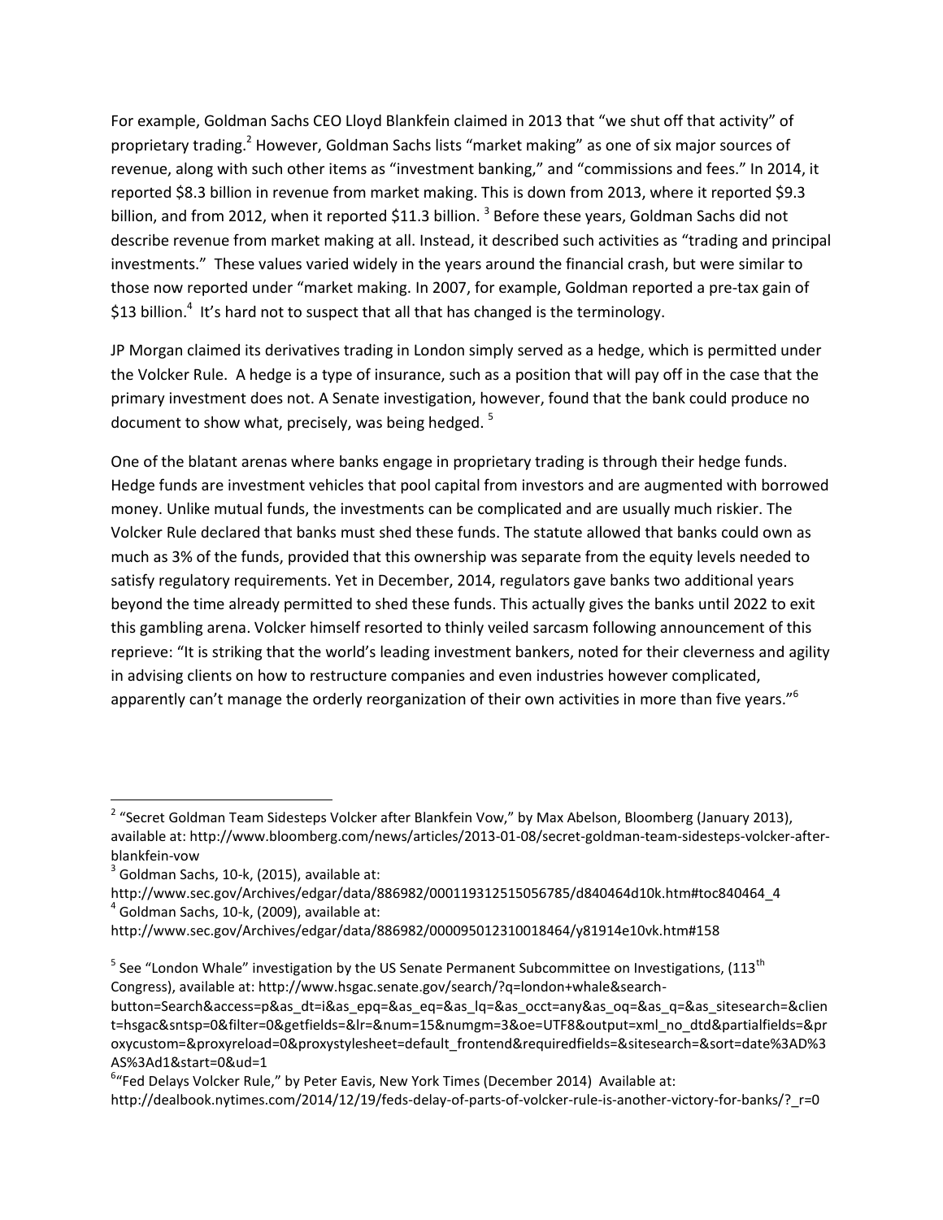For example, Goldman Sachs CEO Lloyd Blankfein claimed in 2013 that "we shut off that activity" of proprietary trading.[2] However, Goldman Sachs lists "market making" as one of six major sources of revenue, along with such other items as "investment banking," and "commissions and fees." In 2014, it reported $8.3 billion in revenue from market making. This is down from 2013, where it reported $9.3 billion, and from 2012, when it reported $11.3 billion. [3] Before these years, Goldman Sachs did not describe revenue from market making at all. Instead, it described such activities as "trading and principal investments." These values varied widely in the years around the financial crash, but were similar to those now reported under "market making. In 2007, for example, Goldman reported a pre-tax gain of $13 billion.[4] It's hard not to suspect that all that has changed is the terminology.

JP Morgan claimed its derivatives trading in London simply served as a hedge, which is permitted under the Volcker Rule. A hedge is a type of insurance, such as a position that will pay off in the case that the primary investment does not. A Senate investigation, however, found that the bank could produce no document to show what, precisely, was being hedged. [5]

One of the blatant arenas where banks engage in proprietary trading is through their hedge funds. Hedge funds are investment vehicles that pool capital from investors and are augmented with borrowed money. Unlike mutual funds, the investments can be complicated and are usually much riskier. The Volcker Rule declared that banks must shed these funds. The statute allowed that banks could own as much as 3% of the funds, provided that this ownership was separate from the equity levels needed to satisfy regulatory requirements. Yet in December, 2014, regulators gave banks two additional years beyond the time already permitted to shed these funds. This actually gives the banks until 2022 to exit this gambling arena. Volcker himself resorted to thinly veiled sarcasm following announcement of this reprieve: "It is striking that the world's leading investment bankers, noted for their cleverness and agility in advising clients on how to restructure companies and even industries however complicated, apparently can't manage the orderly reorganization of their own activities in more than five years."[6]

---

[2] "Secret Goldman Team Sidesteps Volcker after Blankfein Vow," by Max Abelson, Bloomberg (January 2013), available at: http://www.bloomberg.com/news/articles/2013-01-08/secret-goldman-team-sidesteps-volcker-after-blankfein-vow

[3] Goldman Sachs, 10-k, (2015), available at: http://www.sec.gov/Archives/edgar/data/886982/000119312515056785/d840464d10k.htm#toc840464_4

[4] Goldman Sachs, 10-k, (2009), available at: http://www.sec.gov/Archives/edgar/data/886982/000095012310018464/y81914e10vk.htm#158

[5] See "London Whale" investigation by the US Senate Permanent Subcommittee on Investigations, (113th Congress), available at: http://www.hsgac.senate.gov/search/?q=london+whale&search-button=Search&access=p&as_dt=i&as_epq=&as_eq=&as_lq=&as_occt=any&as_oq=&as_q=&as_sitesearch=&client=hsgac&sntsp=0&filter=0&getfields=&lr=&num=15&numgm=3&oe=UTF8&output=xml_no_dtd&partialfields=&proxycustom=&proxyreload=0&proxystylesheet=default_frontend&requiredfields=&sitesearch=&sort=date%3AD%3AS%3Ad1&start=0&ud=1

[6] "Fed Delays Volcker Rule," by Peter Eavis, New York Times (December 2014) Available at: http://dealbook.nytimes.com/2014/12/19/feds-delay-of-parts-of-volcker-rule-is-another-victory-for-banks/?_r=0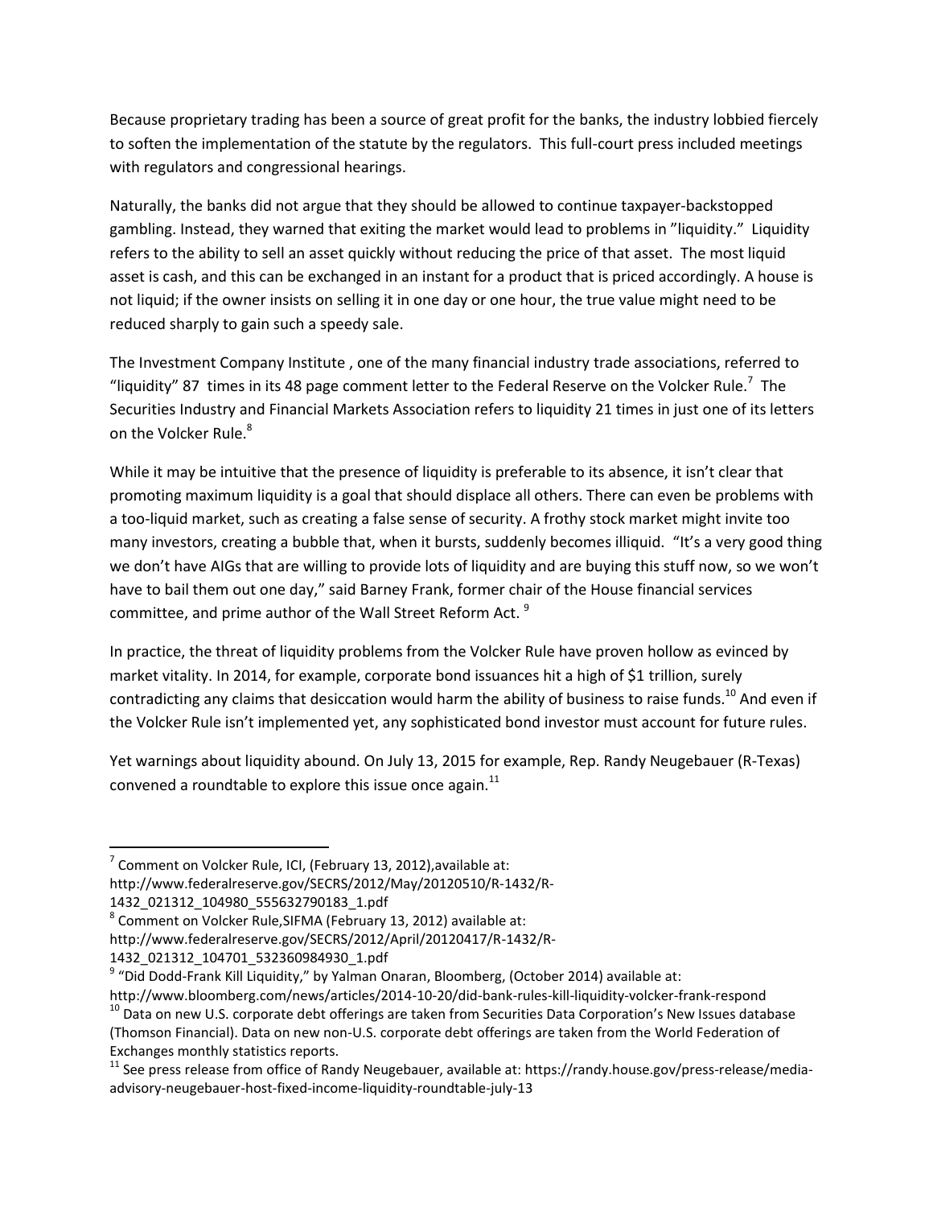Because proprietary trading has been a source of great profit for the banks, the industry lobbied fiercely to soften the implementation of the statute by the regulators. This full-court press included meetings with regulators and congressional hearings.

Naturally, the banks did not argue that they should be allowed to continue taxpayer-backstopped gambling. Instead, they warned that exiting the market would lead to problems in "liquidity." Liquidity refers to the ability to sell an asset quickly without reducing the price of that asset. The most liquid asset is cash, and this can be exchanged in an instant for a product that is priced accordingly. A house is not liquid; if the owner insists on selling it in one day or one hour, the true value might need to be reduced sharply to gain such a speedy sale.

The Investment Company Institute , one of the many financial industry trade associations, referred to "liquidity" 87 times in its 48 page comment letter to the Federal Reserve on the Volcker Rule.[7] The Securities Industry and Financial Markets Association refers to liquidity 21 times in just one of its letters on the Volcker Rule.[8]

While it may be intuitive that the presence of liquidity is preferable to its absence, it isn't clear that promoting maximum liquidity is a goal that should displace all others. There can even be problems with a too-liquid market, such as creating a false sense of security. A frothy stock market might invite too many investors, creating a bubble that, when it bursts, suddenly becomes illiquid. "It's a very good thing we don't have AIGs that are willing to provide lots of liquidity and are buying this stuff now, so we won't have to bail them out one day," said Barney Frank, former chair of the House financial services committee, and prime author of the Wall Street Reform Act.[9]

In practice, the threat of liquidity problems from the Volcker Rule have proven hollow as evinced by market vitality. In 2014, for example, corporate bond issuances hit a high of $1 trillion, surely contradicting any claims that desiccation would harm the ability of business to raise funds.[10] And even if the Volcker Rule isn't implemented yet, any sophisticated bond investor must account for future rules.

Yet warnings about liquidity abound. On July 13, 2015 for example, Rep. Randy Neugebauer (R-Texas) convened a roundtable to explore this issue once again.[11]

---

[7] Comment on Volcker Rule, ICI, (February 13, 2012),available at: http://www.federalreserve.gov/SECRS/2012/May/20120510/R-1432/R-1432_021312_104980_555632790183_1.pdf

[8] Comment on Volcker Rule,SIFMA (February 13, 2012) available at: http://www.federalreserve.gov/SECRS/2012/April/20120417/R-1432/R-1432_021312_104701_532360984930_1.pdf

[9] "Did Dodd-Frank Kill Liquidity," by Yalman Onaran, Bloomberg, (October 2014) available at: http://www.bloomberg.com/news/articles/2014-10-20/did-bank-rules-kill-liquidity-volcker-frank-respond

[10] Data on new U.S. corporate debt offerings are taken from Securities Data Corporation's New Issues database (Thomson Financial). Data on new non-U.S. corporate debt offerings are taken from the World Federation of Exchanges monthly statistics reports.

[11] See press release from office of Randy Neugebauer, available at: https://randy.house.gov/press-release/media-advisory-neugebauer-host-fixed-income-liquidity-roundtable-july-13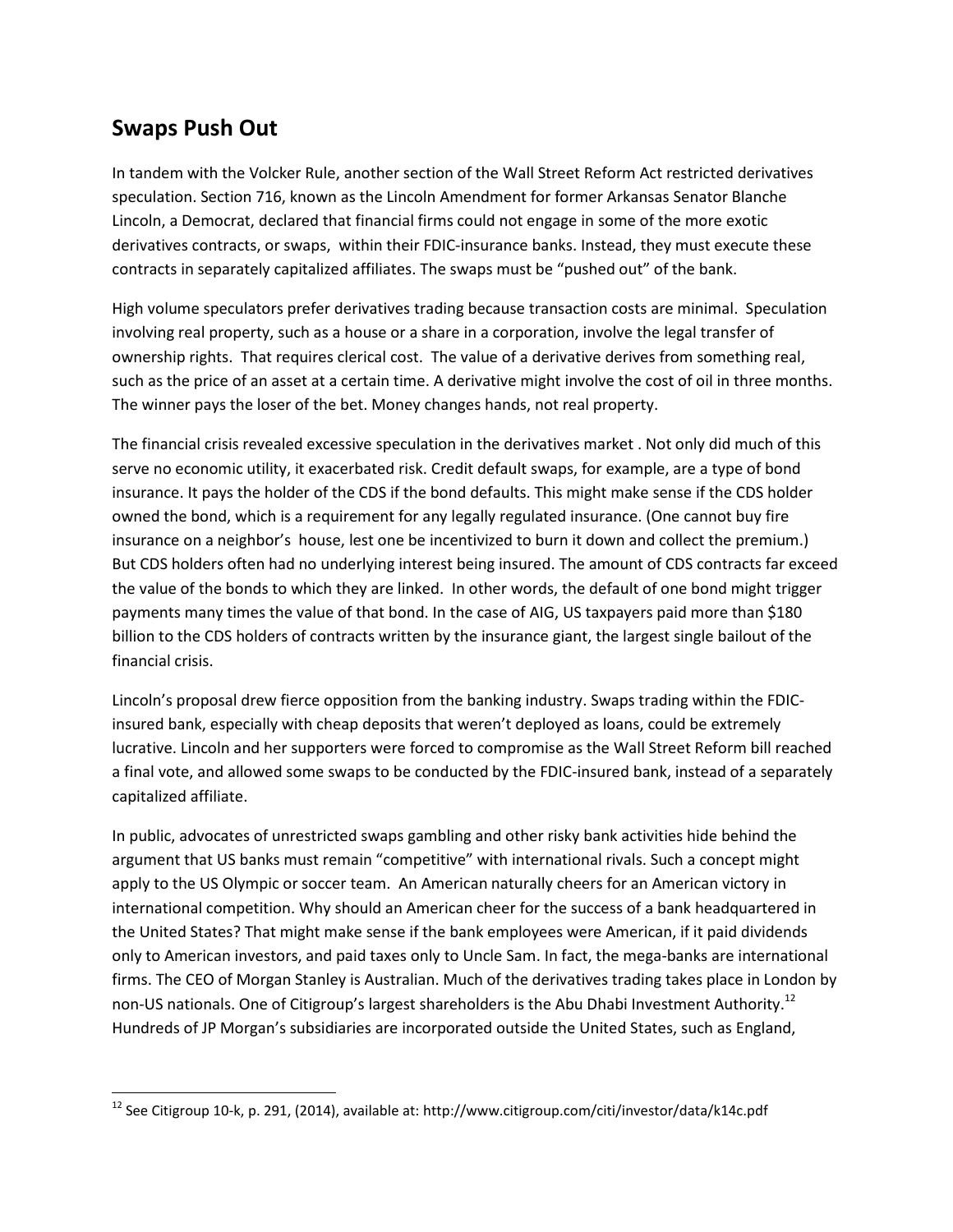## Swaps Push Out

In tandem with the Volcker Rule, another section of the Wall Street Reform Act restricted derivatives speculation. Section 716, known as the Lincoln Amendment for former Arkansas Senator Blanche Lincoln, a Democrat, declared that financial firms could not engage in some of the more exotic derivatives contracts, or swaps, within their FDIC-insurance banks. Instead, they must execute these contracts in separately capitalized affiliates. The swaps must be "pushed out" of the bank.

High volume speculators prefer derivatives trading because transaction costs are minimal. Speculation involving real property, such as a house or a share in a corporation, involve the legal transfer of ownership rights. That requires clerical cost. The value of a derivative derives from something real, such as the price of an asset at a certain time. A derivative might involve the cost of oil in three months. The winner pays the loser of the bet. Money changes hands, not real property.

The financial crisis revealed excessive speculation in the derivatives market . Not only did much of this serve no economic utility, it exacerbated risk. Credit default swaps, for example, are a type of bond insurance. It pays the holder of the CDS if the bond defaults. This might make sense if the CDS holder owned the bond, which is a requirement for any legally regulated insurance. (One cannot buy fire insurance on a neighbor's house, lest one be incentivized to burn it down and collect the premium.) But CDS holders often had no underlying interest being insured. The amount of CDS contracts far exceed the value of the bonds to which they are linked. In other words, the default of one bond might trigger payments many times the value of that bond. In the case of AIG, US taxpayers paid more than $180 billion to the CDS holders of contracts written by the insurance giant, the largest single bailout of the financial crisis.

Lincoln's proposal drew fierce opposition from the banking industry. Swaps trading within the FDIC-insured bank, especially with cheap deposits that weren't deployed as loans, could be extremely lucrative. Lincoln and her supporters were forced to compromise as the Wall Street Reform bill reached a final vote, and allowed some swaps to be conducted by the FDIC-insured bank, instead of a separately capitalized affiliate.

In public, advocates of unrestricted swaps gambling and other risky bank activities hide behind the argument that US banks must remain "competitive" with international rivals. Such a concept might apply to the US Olympic or soccer team. An American naturally cheers for an American victory in international competition. Why should an American cheer for the success of a bank headquartered in the United States? That might make sense if the bank employees were American, if it paid dividends only to American investors, and paid taxes only to Uncle Sam. In fact, the mega-banks are international firms. The CEO of Morgan Stanley is Australian. Much of the derivatives trading takes place in London by non-US nationals. One of Citigroup's largest shareholders is the Abu Dhabi Investment Authority.[12] Hundreds of JP Morgan's subsidiaries are incorporated outside the United States, such as England,

---

[12] See Citigroup 10-k, p. 291, (2014), available at: http://www.citigroup.com/citi/investor/data/k14c.pdf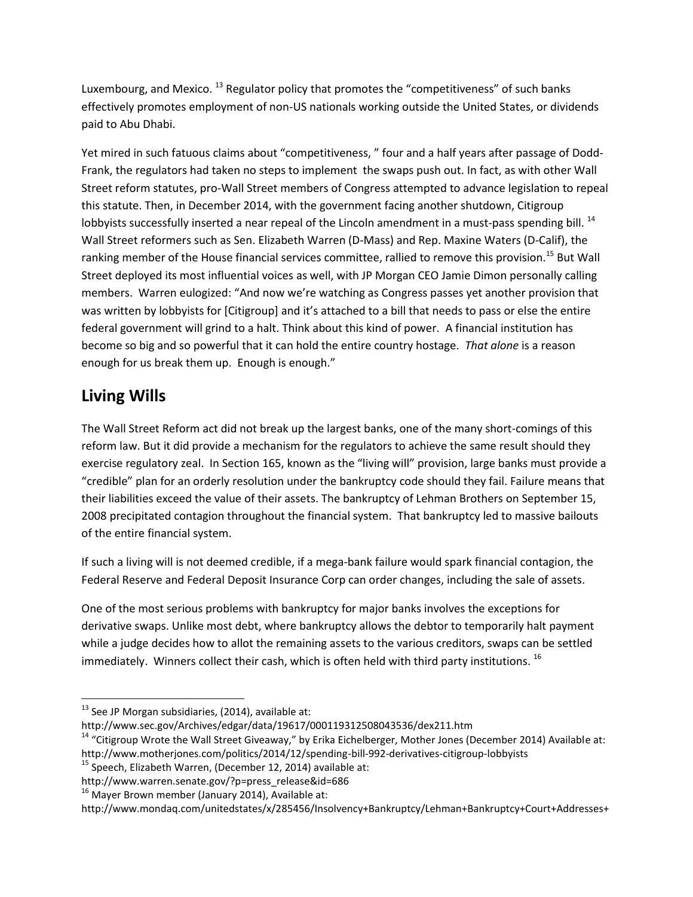Luxembourg, and Mexico. [13] Regulator policy that promotes the "competitiveness" of such banks effectively promotes employment of non-US nationals working outside the United States, or dividends paid to Abu Dhabi.

Yet mired in such fatuous claims about "competitiveness, " four and a half years after passage of Dodd-Frank, the regulators had taken no steps to implement the swaps push out. In fact, as with other Wall Street reform statutes, pro-Wall Street members of Congress attempted to advance legislation to repeal this statute. Then, in December 2014, with the government facing another shutdown, Citigroup lobbyists successfully inserted a near repeal of the Lincoln amendment in a must-pass spending bill. [14] Wall Street reformers such as Sen. Elizabeth Warren (D-Mass) and Rep. Maxine Waters (D-Calif), the ranking member of the House financial services committee, rallied to remove this provision.[15] But Wall Street deployed its most influential voices as well, with JP Morgan CEO Jamie Dimon personally calling members. Warren eulogized: "And now we're watching as Congress passes yet another provision that was written by lobbyists for [Citigroup] and it's attached to a bill that needs to pass or else the entire federal government will grind to a halt. Think about this kind of power. A financial institution has become so big and so powerful that it can hold the entire country hostage. *That alone* is a reason enough for us break them up. Enough is enough."

## Living Wills

The Wall Street Reform act did not break up the largest banks, one of the many short-comings of this reform law. But it did provide a mechanism for the regulators to achieve the same result should they exercise regulatory zeal. In Section 165, known as the "living will" provision, large banks must provide a "credible" plan for an orderly resolution under the bankruptcy code should they fail. Failure means that their liabilities exceed the value of their assets. The bankruptcy of Lehman Brothers on September 15, 2008 precipitated contagion throughout the financial system. That bankruptcy led to massive bailouts of the entire financial system.

If such a living will is not deemed credible, if a mega-bank failure would spark financial contagion, the Federal Reserve and Federal Deposit Insurance Corp can order changes, including the sale of assets.

One of the most serious problems with bankruptcy for major banks involves the exceptions for derivative swaps. Unlike most debt, where bankruptcy allows the debtor to temporarily halt payment while a judge decides how to allot the remaining assets to the various creditors, swaps can be settled immediately. Winners collect their cash, which is often held with third party institutions. [16]

---

[13] See JP Morgan subsidiaries, (2014), available at: http://www.sec.gov/Archives/edgar/data/19617/000119312508043536/dex211.htm

[14] "Citigroup Wrote the Wall Street Giveaway," by Erika Eichelberger, Mother Jones (December 2014) Available at: http://www.motherjones.com/politics/2014/12/spending-bill-992-derivatives-citigroup-lobbyists

[15] Speech, Elizabeth Warren, (December 12, 2014) available at: http://www.warren.senate.gov/?p=press_release&id=686

[16] Mayer Brown member (January 2014), Available at: http://www.mondaq.com/unitedstates/x/285456/Insolvency+Bankruptcy/Lehman+Bankruptcy+Court+Addresses+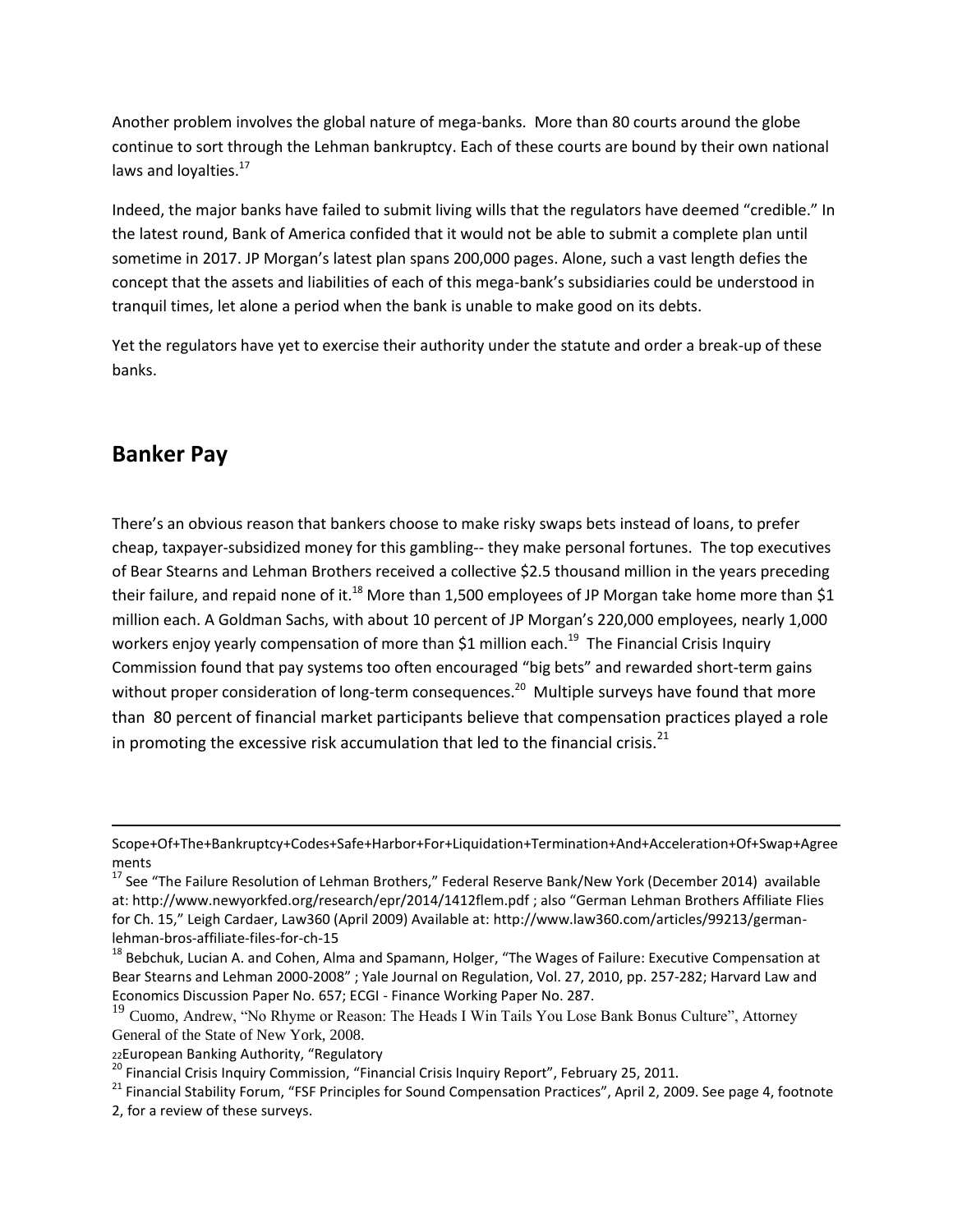Another problem involves the global nature of mega-banks. More than 80 courts around the globe continue to sort through the Lehman bankruptcy. Each of these courts are bound by their own national laws and loyalties.[17]

Indeed, the major banks have failed to submit living wills that the regulators have deemed "credible." In the latest round, Bank of America confided that it would not be able to submit a complete plan until sometime in 2017. JP Morgan's latest plan spans 200,000 pages. Alone, such a vast length defies the concept that the assets and liabilities of each of this mega-bank's subsidiaries could be understood in tranquil times, let alone a period when the bank is unable to make good on its debts.

Yet the regulators have yet to exercise their authority under the statute and order a break-up of these banks.

## Banker Pay

There's an obvious reason that bankers choose to make risky swaps bets instead of loans, to prefer cheap, taxpayer-subsidized money for this gambling-- they make personal fortunes. The top executives of Bear Stearns and Lehman Brothers received a collective $2.5 thousand million in the years preceding their failure, and repaid none of it.[18] More than 1,500 employees of JP Morgan take home more than $1 million each. A Goldman Sachs, with about 10 percent of JP Morgan's 220,000 employees, nearly 1,000 workers enjoy yearly compensation of more than $1 million each.[19] The Financial Crisis Inquiry Commission found that pay systems too often encouraged "big bets" and rewarded short-term gains without proper consideration of long-term consequences.[20] Multiple surveys have found that more than 80 percent of financial market participants believe that compensation practices played a role in promoting the excessive risk accumulation that led to the financial crisis.[21]

---

Scope+Of+The+Bankruptcy+Codes+Safe+Harbor+For+Liquidation+Termination+And+Acceleration+Of+Swap+Agreements

[17] See "The Failure Resolution of Lehman Brothers," Federal Reserve Bank/New York (December 2014) available at: http://www.newyorkfed.org/research/epr/2014/1412flem.pdf ; also "German Lehman Brothers Affiliate Flies for Ch. 15," Leigh Cardaer, Law360 (April 2009) Available at: http://www.law360.com/articles/99213/german-lehman-bros-affiliate-files-for-ch-15

[18] Bebchuk, Lucian A. and Cohen, Alma and Spamann, Holger, "The Wages of Failure: Executive Compensation at Bear Stearns and Lehman 2000-2008" ; Yale Journal on Regulation, Vol. 27, 2010, pp. 257-282; Harvard Law and Economics Discussion Paper No. 657; ECGI - Finance Working Paper No. 287.

[19] Cuomo, Andrew, "No Rhyme or Reason: The Heads I Win Tails You Lose Bank Bonus Culture", Attorney General of the State of New York, 2008.

[22] European Banking Authority, "Regulatory

[20] Financial Crisis Inquiry Commission, "Financial Crisis Inquiry Report", February 25, 2011.

[21] Financial Stability Forum, "FSF Principles for Sound Compensation Practices", April 2, 2009. See page 4, footnote 2, for a review of these surveys.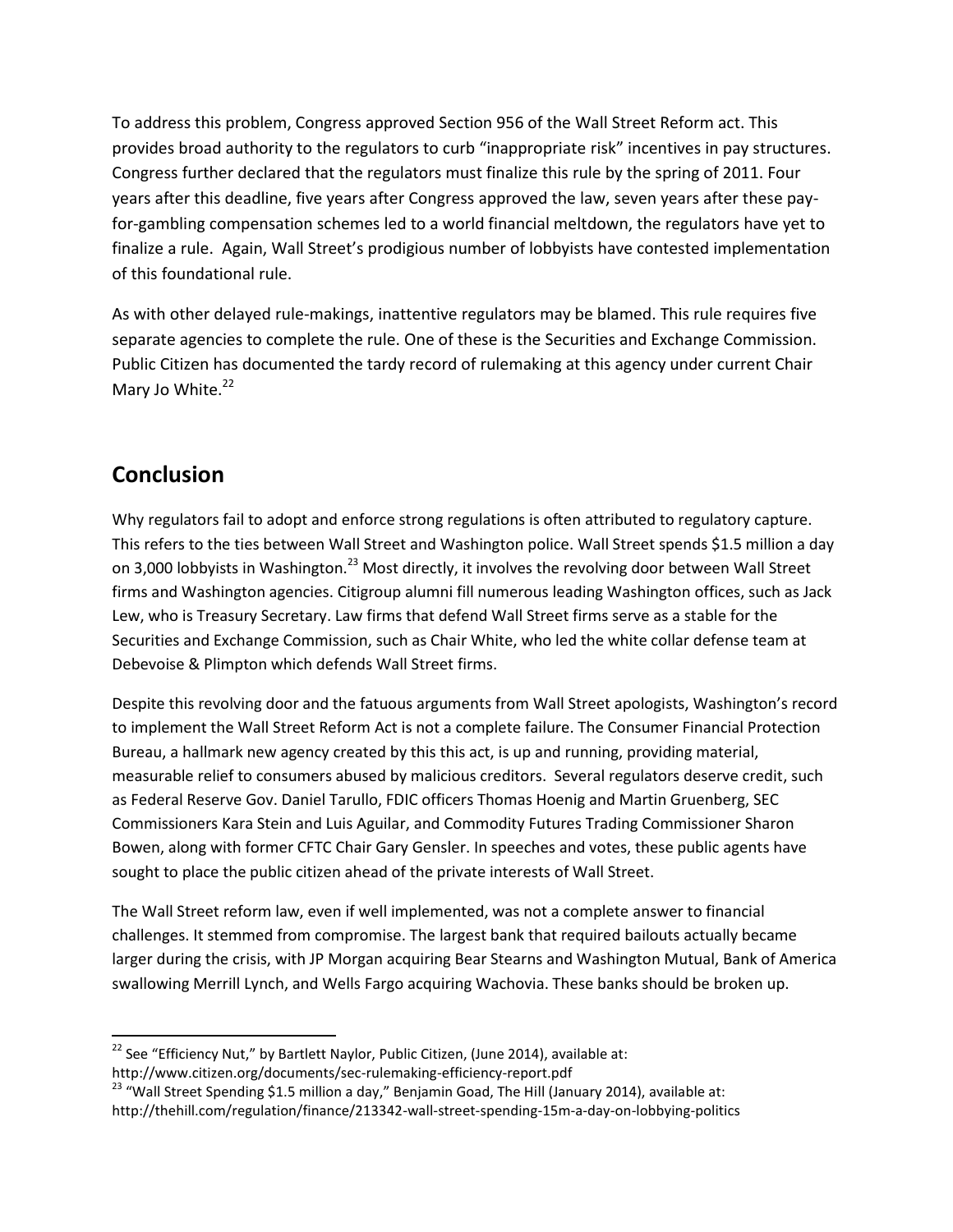To address this problem, Congress approved Section 956 of the Wall Street Reform act. This provides broad authority to the regulators to curb "inappropriate risk" incentives in pay structures. Congress further declared that the regulators must finalize this rule by the spring of 2011. Four years after this deadline, five years after Congress approved the law, seven years after these pay-for-gambling compensation schemes led to a world financial meltdown, the regulators have yet to finalize a rule. Again, Wall Street's prodigious number of lobbyists have contested implementation of this foundational rule.

As with other delayed rule-makings, inattentive regulators may be blamed. This rule requires five separate agencies to complete the rule. One of these is the Securities and Exchange Commission. Public Citizen has documented the tardy record of rulemaking at this agency under current Chair Mary Jo White.[22]

## Conclusion

Why regulators fail to adopt and enforce strong regulations is often attributed to regulatory capture. This refers to the ties between Wall Street and Washington police. Wall Street spends $1.5 million a day on 3,000 lobbyists in Washington.[23] Most directly, it involves the revolving door between Wall Street firms and Washington agencies. Citigroup alumni fill numerous leading Washington offices, such as Jack Lew, who is Treasury Secretary. Law firms that defend Wall Street firms serve as a stable for the Securities and Exchange Commission, such as Chair White, who led the white collar defense team at Debevoise & Plimpton which defends Wall Street firms.

Despite this revolving door and the fatuous arguments from Wall Street apologists, Washington's record to implement the Wall Street Reform Act is not a complete failure. The Consumer Financial Protection Bureau, a hallmark new agency created by this this act, is up and running, providing material, measurable relief to consumers abused by malicious creditors. Several regulators deserve credit, such as Federal Reserve Gov. Daniel Tarullo, FDIC officers Thomas Hoenig and Martin Gruenberg, SEC Commissioners Kara Stein and Luis Aguilar, and Commodity Futures Trading Commissioner Sharon Bowen, along with former CFTC Chair Gary Gensler. In speeches and votes, these public agents have sought to place the public citizen ahead of the private interests of Wall Street.

The Wall Street reform law, even if well implemented, was not a complete answer to financial challenges. It stemmed from compromise. The largest bank that required bailouts actually became larger during the crisis, with JP Morgan acquiring Bear Stearns and Washington Mutual, Bank of America swallowing Merrill Lynch, and Wells Fargo acquiring Wachovia. These banks should be broken up.

---

[22] See "Efficiency Nut," by Bartlett Naylor, Public Citizen, (June 2014), available at: http://www.citizen.org/documents/sec-rulemaking-efficiency-report.pdf

[23] "Wall Street Spending $1.5 million a day," Benjamin Goad, The Hill (January 2014), available at: http://thehill.com/regulation/finance/213342-wall-street-spending-15m-a-day-on-lobbying-politics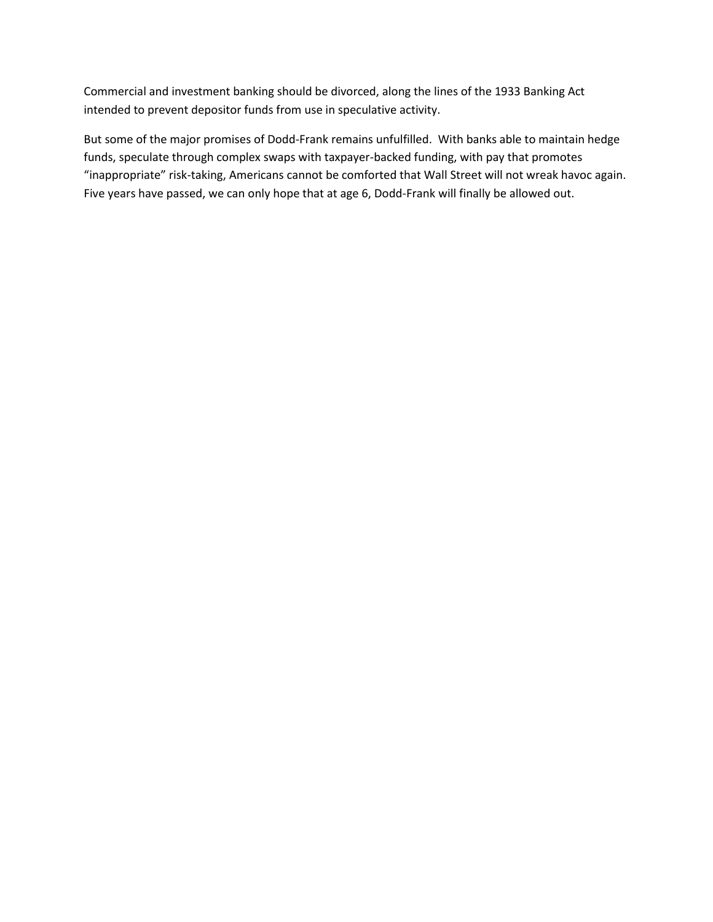Commercial and investment banking should be divorced, along the lines of the 1933 Banking Act intended to prevent depositor funds from use in speculative activity.

But some of the major promises of Dodd-Frank remains unfulfilled.  With banks able to maintain hedge funds, speculate through complex swaps with taxpayer-backed funding, with pay that promotes "inappropriate" risk-taking, Americans cannot be comforted that Wall Street will not wreak havoc again. Five years have passed, we can only hope that at age 6, Dodd-Frank will finally be allowed out.